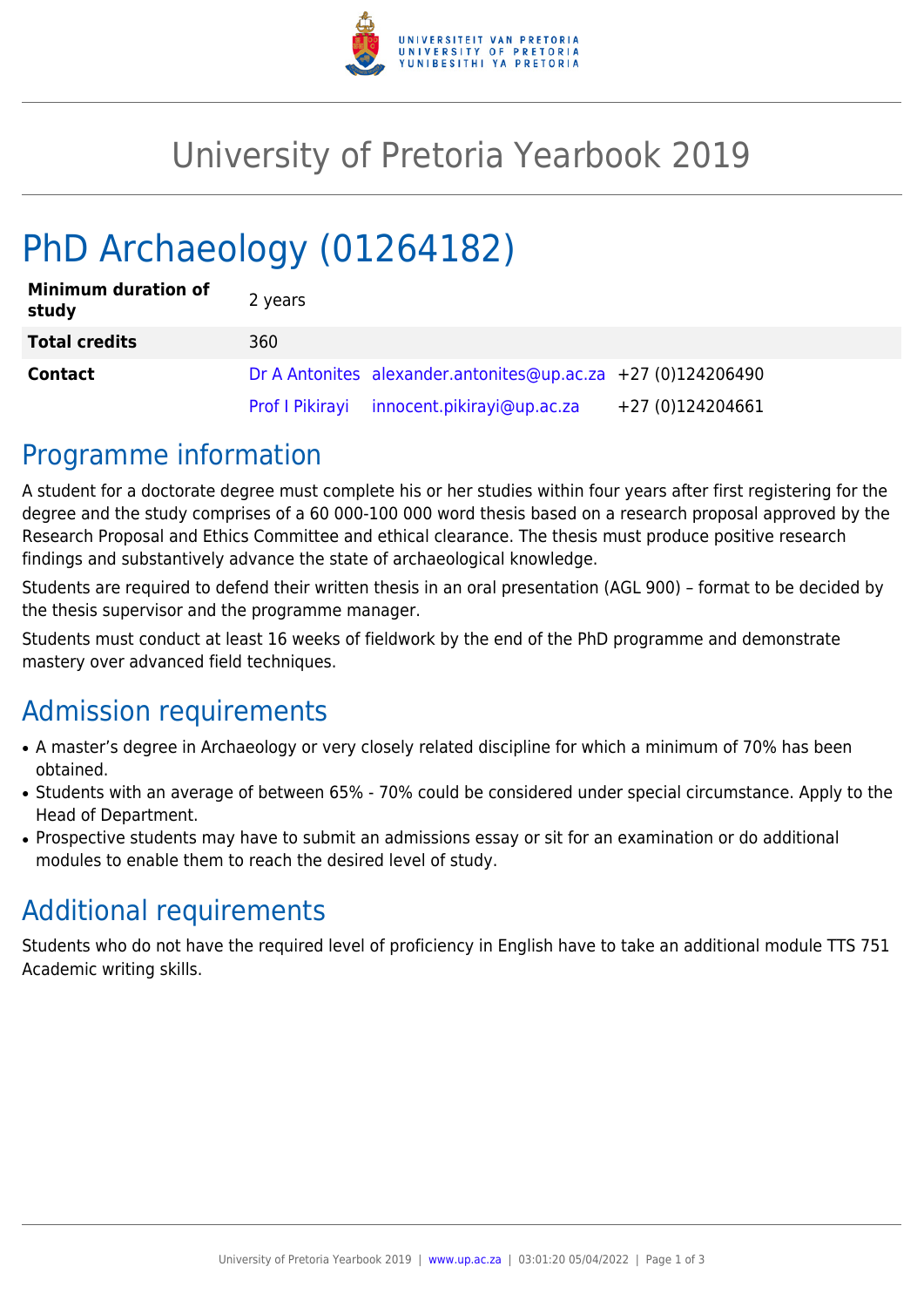# University of Pretoria Yearbook 2019

# PhD Archaeology (01264182)

| | | | |
|---|---|---|---|
| **Minimum duration of study** | 2 years | | |
| **Total credits** | 360 | | |
| **Contact** | Dr A Antonites | alexander.antonites@up.ac.za | +27 (0)124206490 |
| | Prof I Pikirayi | innocent.pikirayi@up.ac.za | +27 (0)124204661 |

## Programme information

A student for a doctorate degree must complete his or her studies within four years after first registering for the degree and the study comprises of a 60 000-100 000 word thesis based on a research proposal approved by the Research Proposal and Ethics Committee and ethical clearance. The thesis must produce positive research findings and substantively advance the state of archaeological knowledge.

Students are required to defend their written thesis in an oral presentation (AGL 900) – format to be decided by the thesis supervisor and the programme manager.

Students must conduct at least 16 weeks of fieldwork by the end of the PhD programme and demonstrate mastery over advanced field techniques.

## Admission requirements

- A master's degree in Archaeology or very closely related discipline for which a minimum of 70% has been obtained.
- Students with an average of between 65% - 70% could be considered under special circumstance. Apply to the Head of Department.
- Prospective students may have to submit an admissions essay or sit for an examination or do additional modules to enable them to reach the desired level of study.

## Additional requirements

Students who do not have the required level of proficiency in English have to take an additional module TTS 751 Academic writing skills.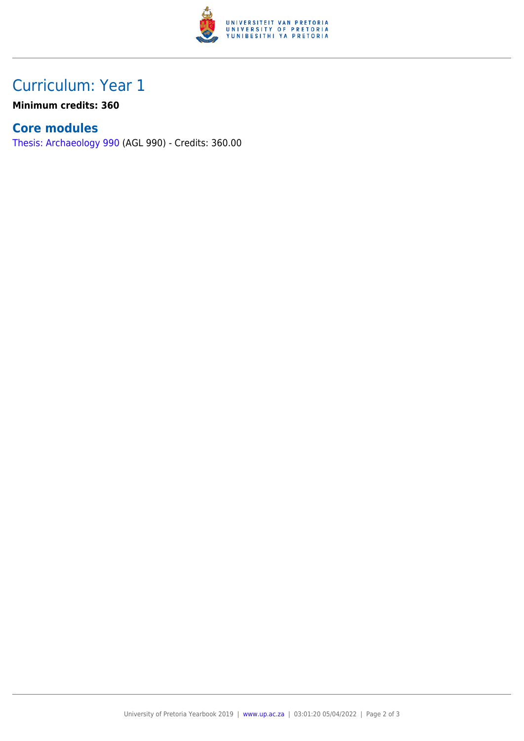# Curriculum: Year 1

**Minimum credits: 360**

## Core modules

Thesis: Archaeology 990 (AGL 990) - Credits: 360.00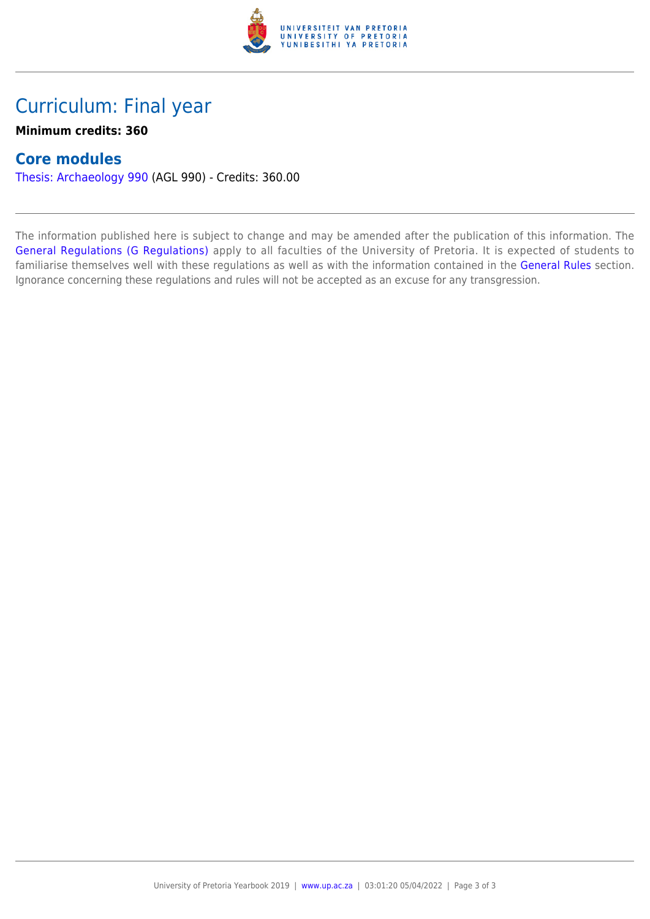## Curriculum: Final year

**Minimum credits: 360**

### Core modules

Thesis: Archaeology 990 (AGL 990) - Credits: 360.00

The information published here is subject to change and may be amended after the publication of this information. The General Regulations (G Regulations) apply to all faculties of the University of Pretoria. It is expected of students to familiarise themselves well with these regulations as well as with the information contained in the General Rules section. Ignorance concerning these regulations and rules will not be accepted as an excuse for any transgression.